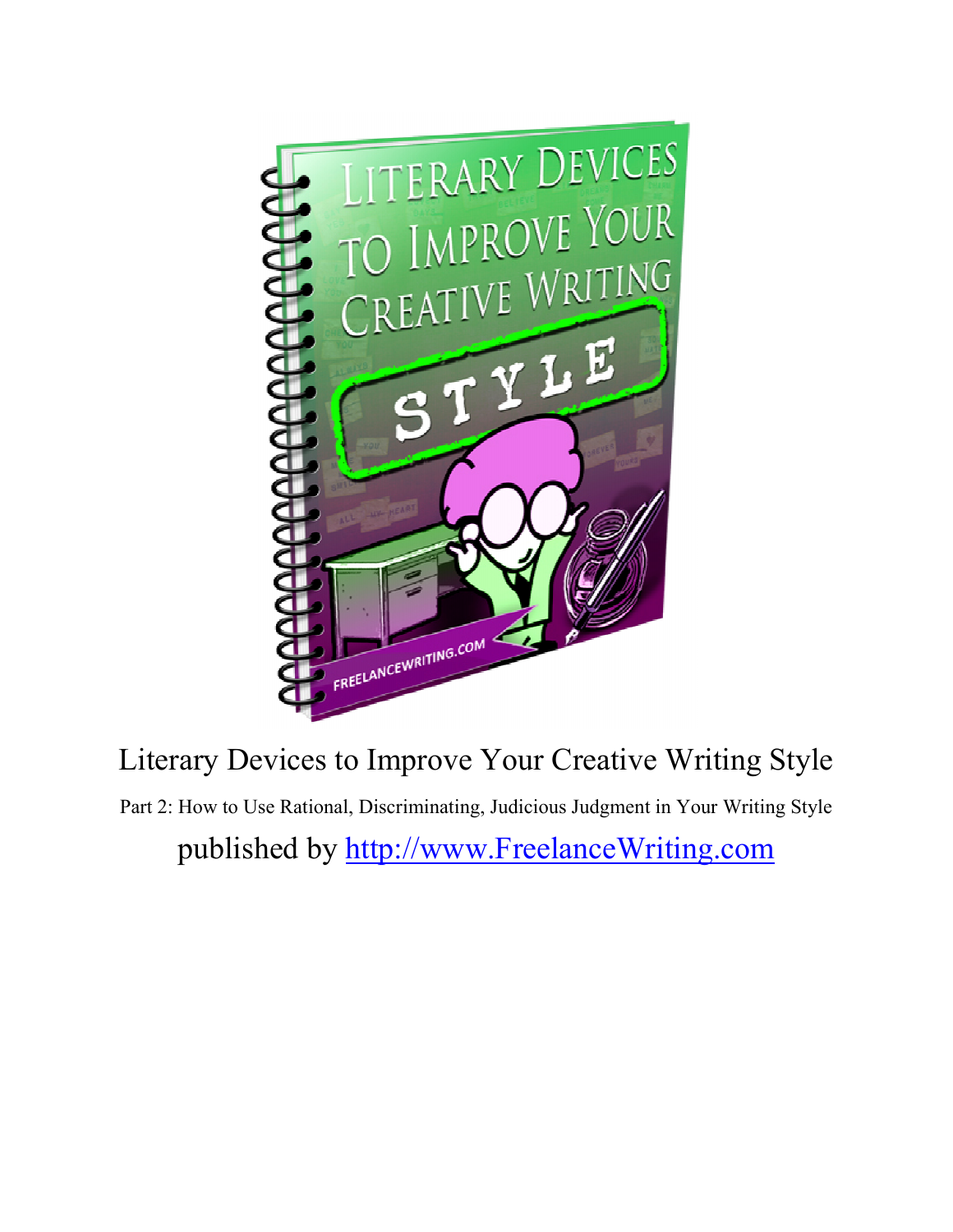# Literary Devices to Improve Your Creative Writing Style

Part 2: How to Use Rational, Discriminating, Judicious Judgment in Your Writing Style

published by [http://www.FreelanceWriting.com](http://www.FreelanceWriting.com)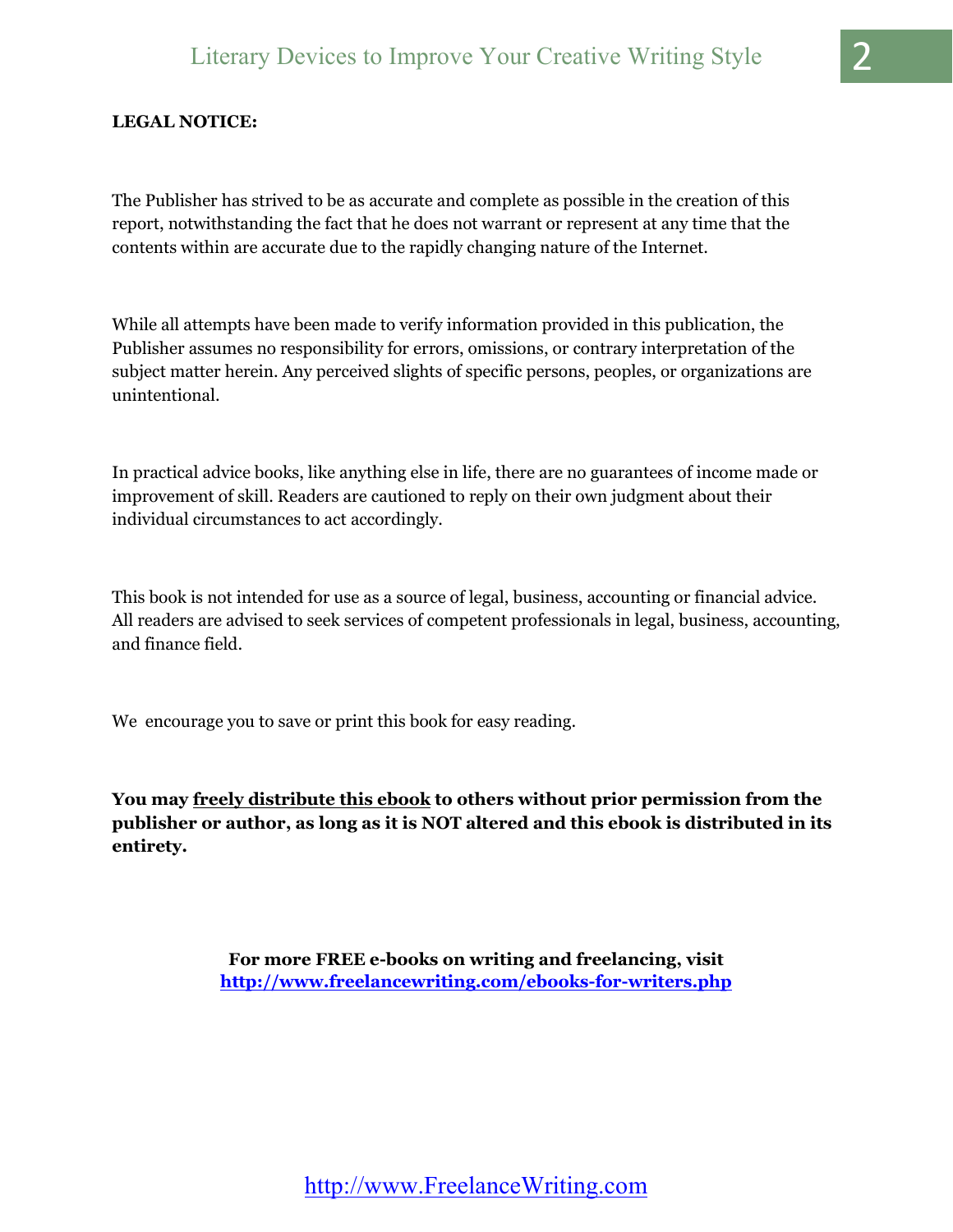**LEGAL NOTICE:**

The Publisher has strived to be as accurate and complete as possible in the creation of this report, notwithstanding the fact that he does not warrant or represent at any time that the contents within are accurate due to the rapidly changing nature of the Internet.

While all attempts have been made to verify information provided in this publication, the Publisher assumes no responsibility for errors, omissions, or contrary interpretation of the subject matter herein. Any perceived slights of specific persons, peoples, or organizations are unintentional.

In practical advice books, like anything else in life, there are no guarantees of income made or improvement of skill. Readers are cautioned to reply on their own judgment about their individual circumstances to act accordingly.

This book is not intended for use as a source of legal, business, accounting or financial advice. All readers are advised to seek services of competent professionals in legal, business, accounting, and finance field.

We encourage you to save or print this book for easy reading.

**You may freely distribute this ebook to others without prior permission from the publisher or author, as long as it is NOT altered and this ebook is distributed in its entirety.**

**For more FREE e-books on writing and freelancing, visit [http://www.freelancewriting.com/ebooks-for-writers.php](http://www.freelancewriting.com/ebooks-for-writers.php)**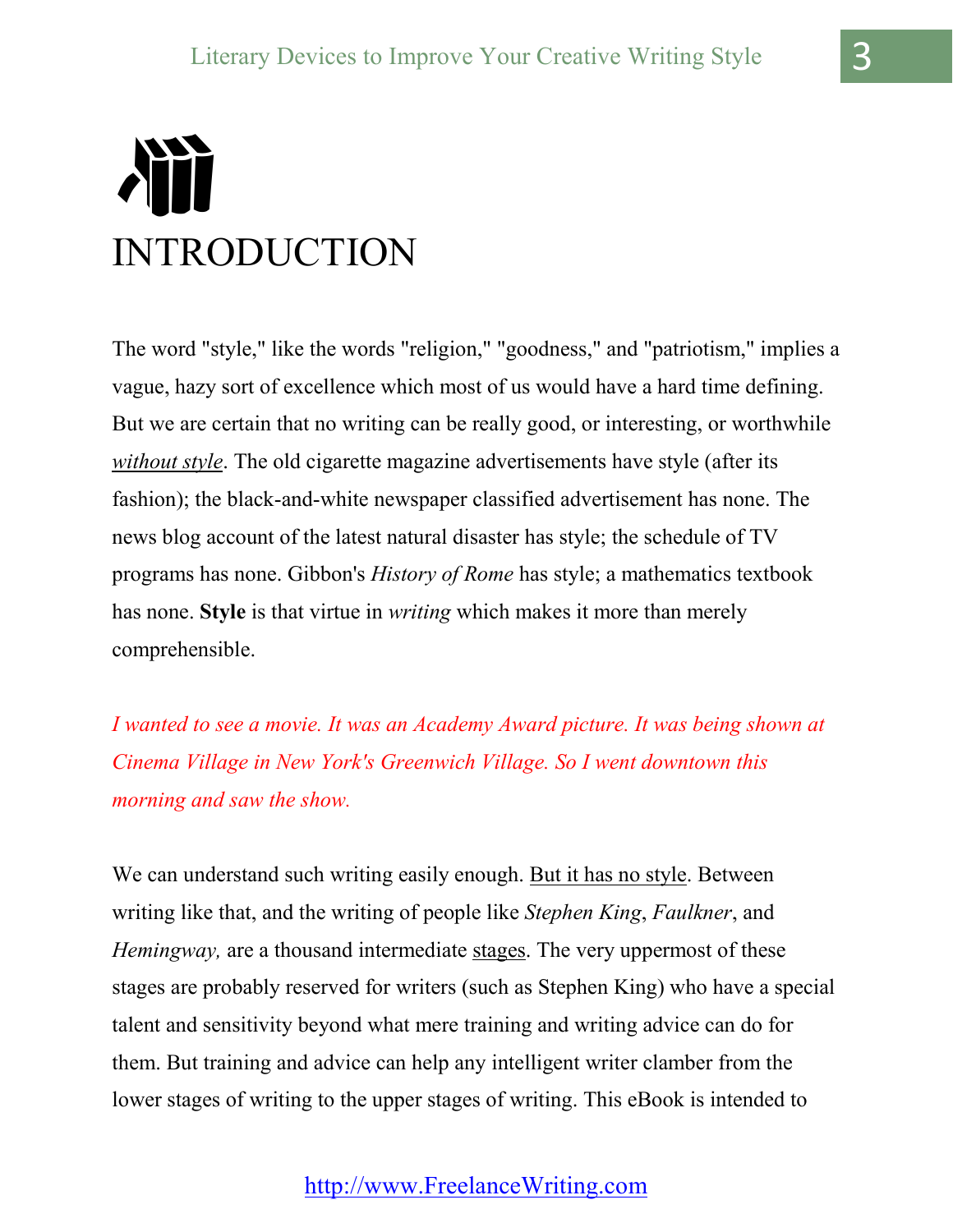# INTRODUCTION

The word "style," like the words "religion," "goodness," and "patriotism," implies a vague, hazy sort of excellence which most of us would have a hard time defining. But we are certain that no writing can be really good, or interesting, or worthwhile *without style*. The old cigarette magazine advertisements have style (after its fashion); the black-and-white newspaper classified advertisement has none. The news blog account of the latest natural disaster has style; the schedule of TV programs has none. Gibbon's *History of Rome* has style; a mathematics textbook has none. **Style** is that virtue in *writing* which makes it more than merely comprehensible.

*I wanted to see a movie. It was an Academy Award picture. It was being shown at Cinema Village in New York's Greenwich Village. So I went downtown this morning and saw the show.*

We can understand such writing easily enough. But it has no style. Between writing like that, and the writing of people like *Stephen King*, *Faulkner*, and *Hemingway,* are a thousand intermediate stages. The very uppermost of these stages are probably reserved for writers (such as Stephen King) who have a special talent and sensitivity beyond what mere training and writing advice can do for them. But training and advice can help any intelligent writer clamber from the lower stages of writing to the upper stages of writing. This eBook is intended to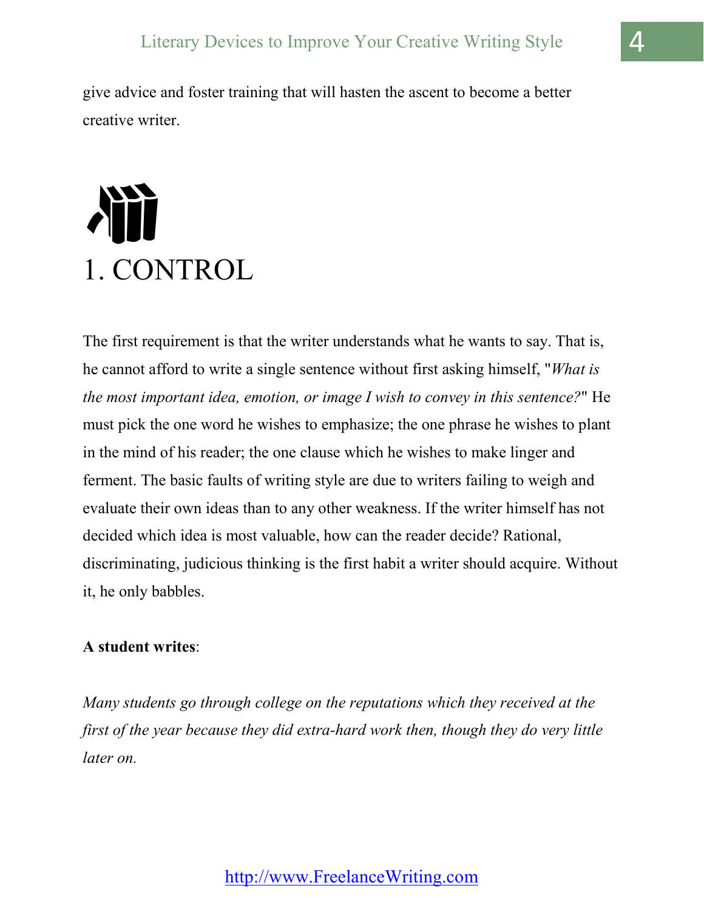give advice and foster training that will hasten the ascent to become a better creative writer.

# 1. CONTROL

The first requirement is that the writer understands what he wants to say. That is, he cannot afford to write a single sentence without first asking himself, "*What is the most important idea, emotion, or image I wish to convey in this sentence?*" He must pick the one word he wishes to emphasize; the one phrase he wishes to plant in the mind of his reader; the one clause which he wishes to make linger and ferment. The basic faults of writing style are due to writers failing to weigh and evaluate their own ideas than to any other weakness. If the writer himself has not decided which idea is most valuable, how can the reader decide? Rational, discriminating, judicious thinking is the first habit a writer should acquire. Without it, he only babbles.

**A student writes**:

*Many students go through college on the reputations which they received at the first of the year because they did extra-hard work then, though they do very little later on.*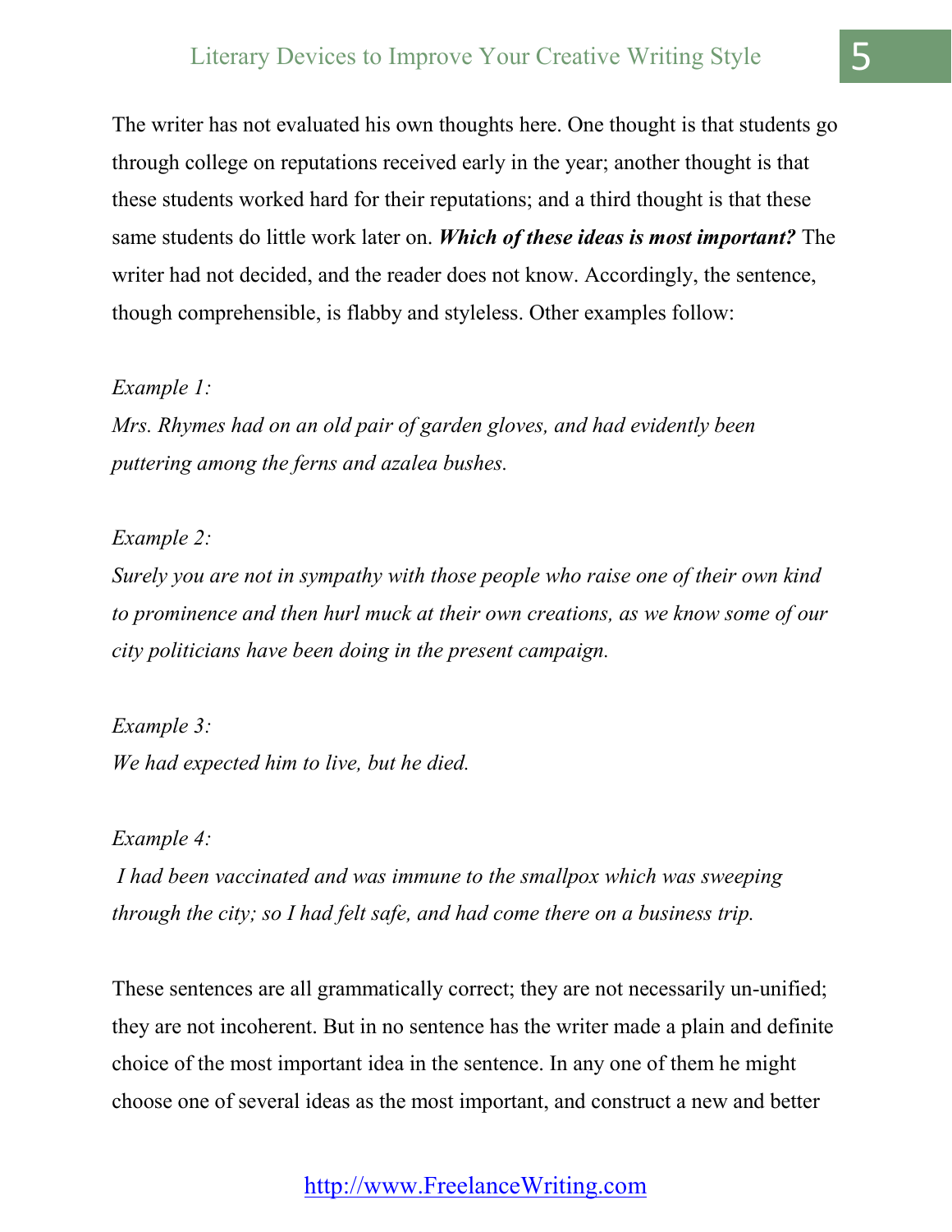The writer has not evaluated his own thoughts here. One thought is that students go through college on reputations received early in the year; another thought is that these students worked hard for their reputations; and a third thought is that these same students do little work later on. ***Which of these ideas is most important?*** The writer had not decided, and the reader does not know. Accordingly, the sentence, though comprehensible, is flabby and styleless. Other examples follow:

*Example 1:*
*Mrs. Rhymes had on an old pair of garden gloves, and had evidently been puttering among the ferns and azalea bushes.*

*Example 2:*
*Surely you are not in sympathy with those people who raise one of their own kind to prominence and then hurl muck at their own creations, as we know some of our city politicians have been doing in the present campaign.*

*Example 3:*
*We had expected him to live, but he died.*

*Example 4:*
*I had been vaccinated and was immune to the smallpox which was sweeping through the city; so I had felt safe, and had come there on a business trip.*

These sentences are all grammatically correct; they are not necessarily un-unified; they are not incoherent. But in no sentence has the writer made a plain and definite choice of the most important idea in the sentence. In any one of them he might choose one of several ideas as the most important, and construct a new and better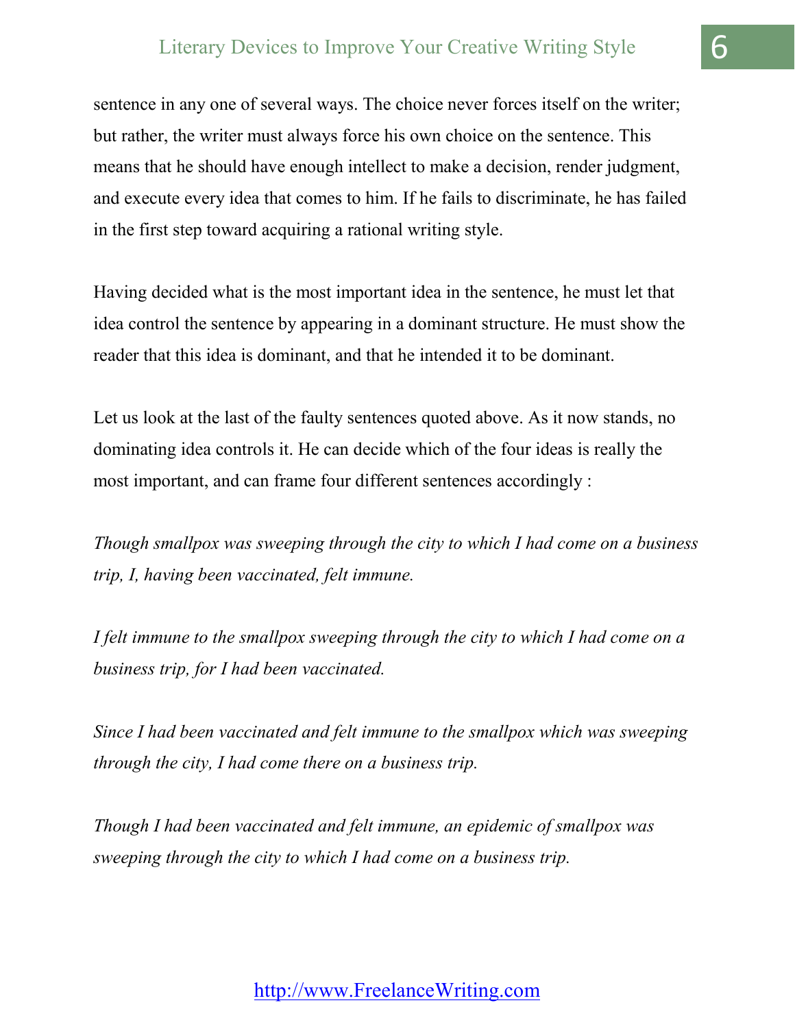sentence in any one of several ways. The choice never forces itself on the writer; but rather, the writer must always force his own choice on the sentence. This means that he should have enough intellect to make a decision, render judgment, and execute every idea that comes to him. If he fails to discriminate, he has failed in the first step toward acquiring a rational writing style.

Having decided what is the most important idea in the sentence, he must let that idea control the sentence by appearing in a dominant structure. He must show the reader that this idea is dominant, and that he intended it to be dominant.

Let us look at the last of the faulty sentences quoted above. As it now stands, no dominating idea controls it. He can decide which of the four ideas is really the most important, and can frame four different sentences accordingly :

*Though smallpox was sweeping through the city to which I had come on a business trip, I, having been vaccinated, felt immune.*

*I felt immune to the smallpox sweeping through the city to which I had come on a business trip, for I had been vaccinated.*

*Since I had been vaccinated and felt immune to the smallpox which was sweeping through the city, I had come there on a business trip.*

*Though I had been vaccinated and felt immune, an epidemic of smallpox was sweeping through the city to which I had come on a business trip.*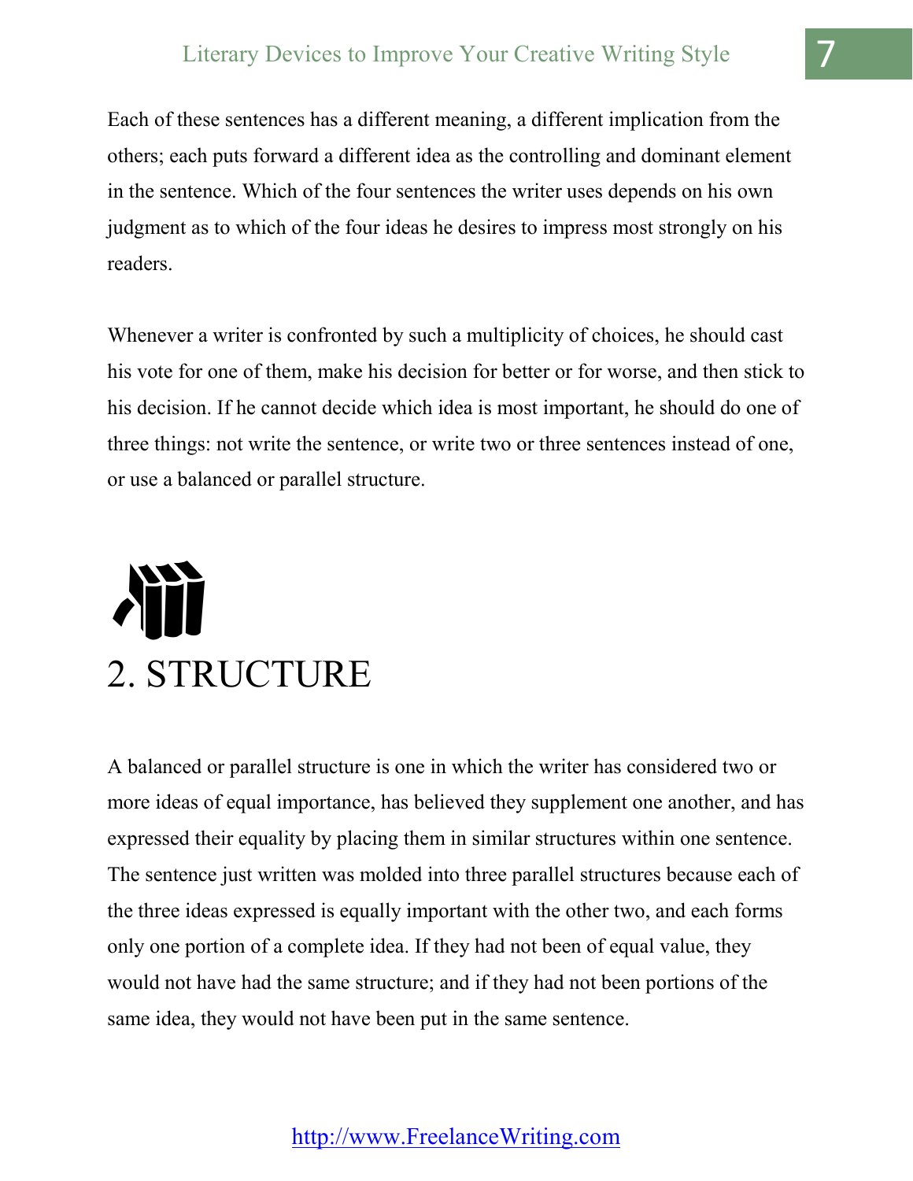Each of these sentences has a different meaning, a different implication from the others; each puts forward a different idea as the controlling and dominant element in the sentence. Which of the four sentences the writer uses depends on his own judgment as to which of the four ideas he desires to impress most strongly on his readers.

Whenever a writer is confronted by such a multiplicity of choices, he should cast his vote for one of them, make his decision for better or for worse, and then stick to his decision. If he cannot decide which idea is most important, he should do one of three things: not write the sentence, or write two or three sentences instead of one, or use a balanced or parallel structure.

# 2. STRUCTURE

A balanced or parallel structure is one in which the writer has considered two or more ideas of equal importance, has believed they supplement one another, and has expressed their equality by placing them in similar structures within one sentence. The sentence just written was molded into three parallel structures because each of the three ideas expressed is equally important with the other two, and each forms only one portion of a complete idea. If they had not been of equal value, they would not have had the same structure; and if they had not been portions of the same idea, they would not have been put in the same sentence.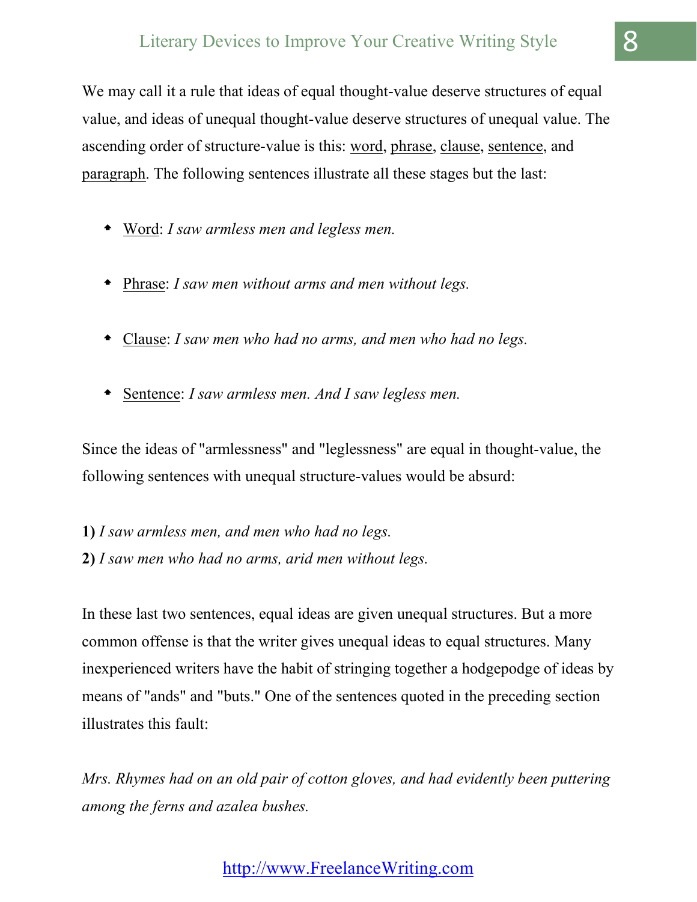We may call it a rule that ideas of equal thought-value deserve structures of equal value, and ideas of unequal thought-value deserve structures of unequal value. The ascending order of structure-value is this: word, phrase, clause, sentence, and paragraph. The following sentences illustrate all these stages but the last:

- Word: *I saw armless men and legless men.*
- Phrase: *I saw men without arms and men without legs.*
- Clause: *I saw men who had no arms, and men who had no legs.*
- Sentence: *I saw armless men. And I saw legless men.*

Since the ideas of "armlessness" and "leglessness" are equal in thought-value, the following sentences with unequal structure-values would be absurd:

**1)** *I saw armless men, and men who had no legs.*
**2)** *I saw men who had no arms, arid men without legs.*

In these last two sentences, equal ideas are given unequal structures. But a more common offense is that the writer gives unequal ideas to equal structures. Many inexperienced writers have the habit of stringing together a hodgepodge of ideas by means of "ands" and "buts." One of the sentences quoted in the preceding section illustrates this fault:

*Mrs. Rhymes had on an old pair of cotton gloves, and had evidently been puttering among the ferns and azalea bushes.*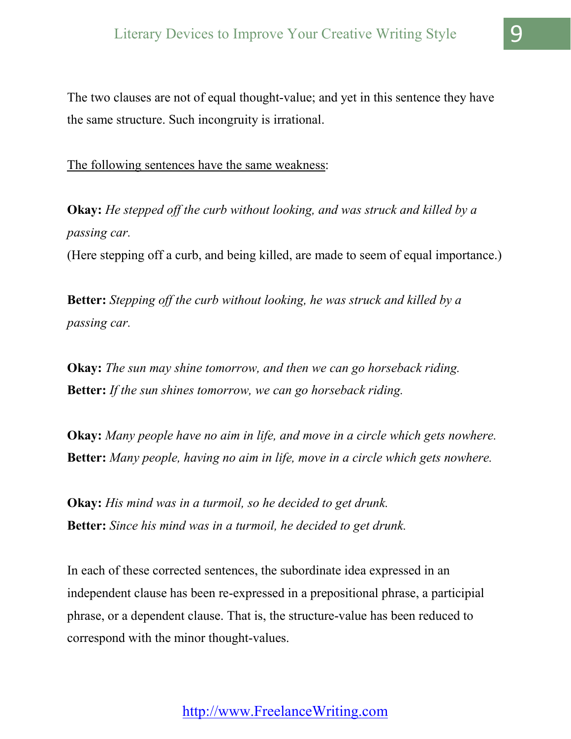The two clauses are not of equal thought-value; and yet in this sentence they have the same structure. Such incongruity is irrational.

<u>The following sentences have the same weakness</u>:

**Okay:** *He stepped off the curb without looking, and was struck and killed by a passing car.*
(Here stepping off a curb, and being killed, are made to seem of equal importance.)

**Better:** *Stepping off the curb without looking, he was struck and killed by a passing car.*

**Okay:** *The sun may shine tomorrow, and then we can go horseback riding.*
**Better:** *If the sun shines tomorrow, we can go horseback riding.*

**Okay:** *Many people have no aim in life, and move in a circle which gets nowhere.*
**Better:** *Many people, having no aim in life, move in a circle which gets nowhere.*

**Okay:** *His mind was in a turmoil, so he decided to get drunk.*
**Better:** *Since his mind was in a turmoil, he decided to get drunk.*

In each of these corrected sentences, the subordinate idea expressed in an independent clause has been re-expressed in a prepositional phrase, a participial phrase, or a dependent clause. That is, the structure-value has been reduced to correspond with the minor thought-values.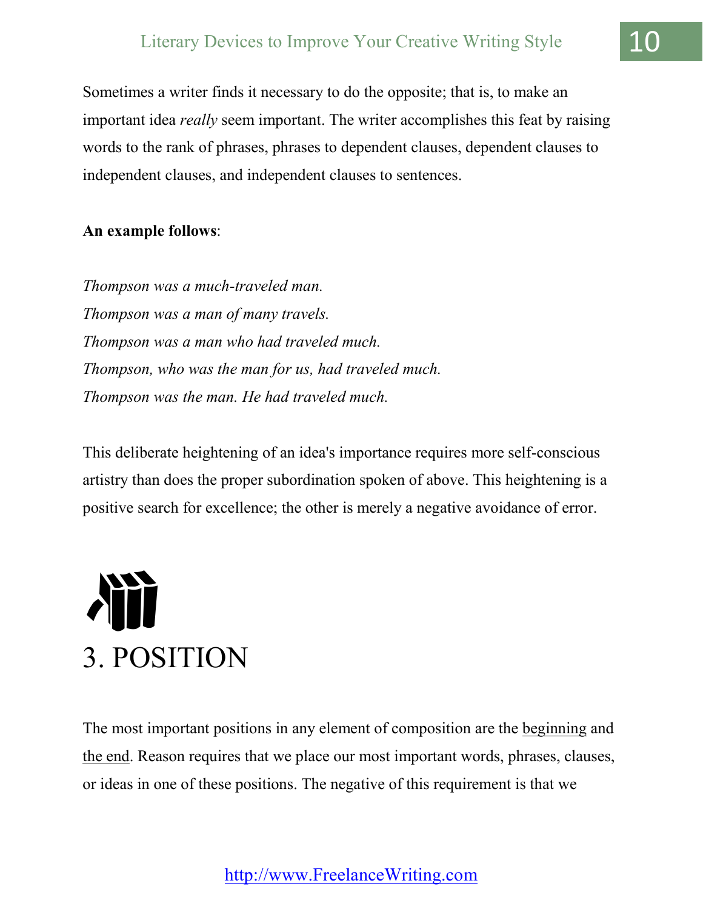Sometimes a writer finds it necessary to do the opposite; that is, to make an important idea *really* seem important. The writer accomplishes this feat by raising words to the rank of phrases, phrases to dependent clauses, dependent clauses to independent clauses, and independent clauses to sentences.

**An example follows**:

*Thompson was a much-traveled man.*
*Thompson was a man of many travels.*
*Thompson was a man who had traveled much.*
*Thompson, who was the man for us, had traveled much.*
*Thompson was the man. He had traveled much.*

This deliberate heightening of an idea's importance requires more self-conscious artistry than does the proper subordination spoken of above. This heightening is a positive search for excellence; the other is merely a negative avoidance of error.

# 3. POSITION

The most important positions in any element of composition are the beginning and the end. Reason requires that we place our most important words, phrases, clauses, or ideas in one of these positions. The negative of this requirement is that we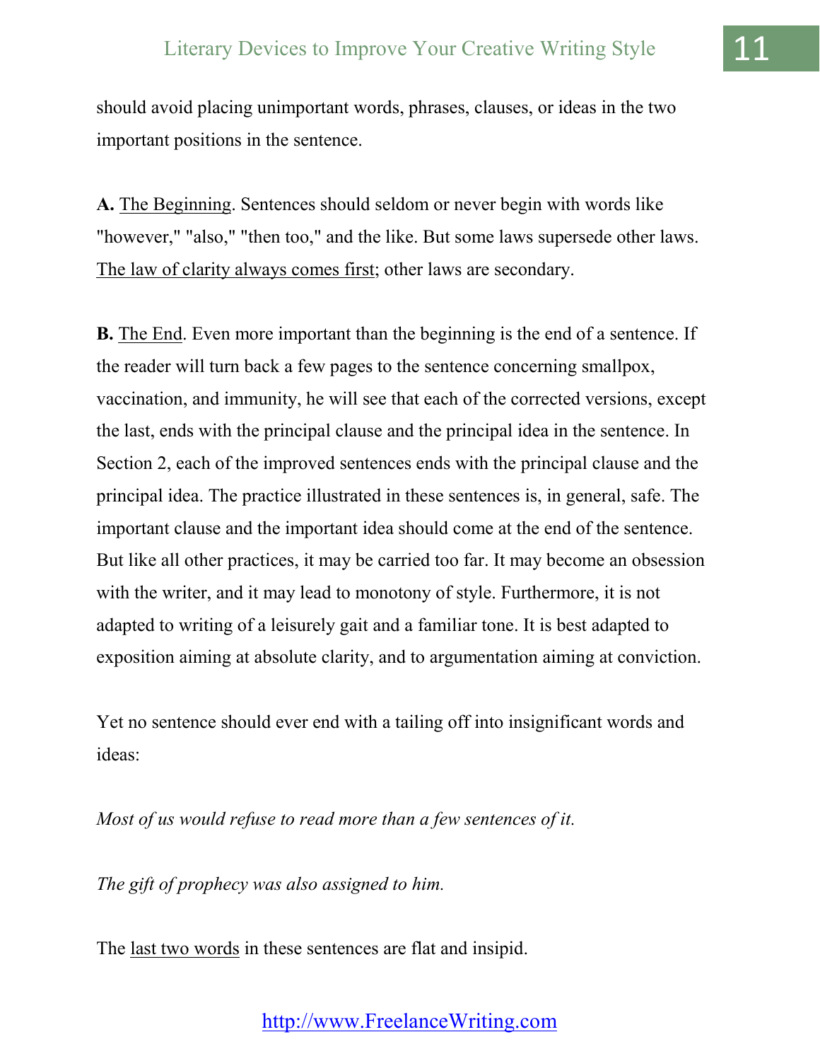should avoid placing unimportant words, phrases, clauses, or ideas in the two important positions in the sentence.

**A.** <u>The Beginning</u>. Sentences should seldom or never begin with words like "however," "also," "then too," and the like. But some laws supersede other laws. <u>The law of clarity always comes first</u>; other laws are secondary.

**B.** <u>The End</u>. Even more important than the beginning is the end of a sentence. If the reader will turn back a few pages to the sentence concerning smallpox, vaccination, and immunity, he will see that each of the corrected versions, except the last, ends with the principal clause and the principal idea in the sentence. In Section 2, each of the improved sentences ends with the principal clause and the principal idea. The practice illustrated in these sentences is, in general, safe. The important clause and the important idea should come at the end of the sentence. But like all other practices, it may be carried too far. It may become an obsession with the writer, and it may lead to monotony of style. Furthermore, it is not adapted to writing of a leisurely gait and a familiar tone. It is best adapted to exposition aiming at absolute clarity, and to argumentation aiming at conviction.

Yet no sentence should ever end with a tailing off into insignificant words and ideas:

*Most of us would refuse to read more than a few sentences of it.*

*The gift of prophecy was also assigned to him.*

The <u>last two words</u> in these sentences are flat and insipid.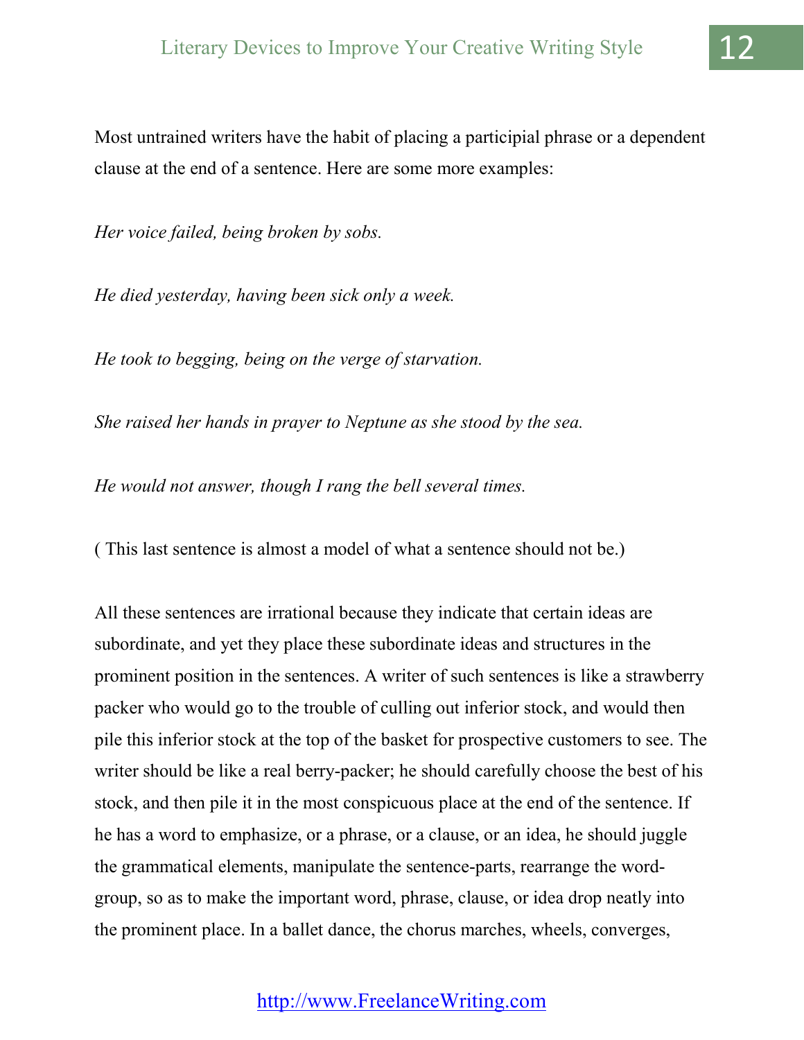Most untrained writers have the habit of placing a participial phrase or a dependent clause at the end of a sentence. Here are some more examples:

*Her voice failed, being broken by sobs.*

*He died yesterday, having been sick only a week.*

*He took to begging, being on the verge of starvation.*

*She raised her hands in prayer to Neptune as she stood by the sea.*

*He would not answer, though I rang the bell several times.*

( This last sentence is almost a model of what a sentence should not be.)

All these sentences are irrational because they indicate that certain ideas are subordinate, and yet they place these subordinate ideas and structures in the prominent position in the sentences. A writer of such sentences is like a strawberry packer who would go to the trouble of culling out inferior stock, and would then pile this inferior stock at the top of the basket for prospective customers to see. The writer should be like a real berry-packer; he should carefully choose the best of his stock, and then pile it in the most conspicuous place at the end of the sentence. If he has a word to emphasize, or a phrase, or a clause, or an idea, he should juggle the grammatical elements, manipulate the sentence-parts, rearrange the word-group, so as to make the important word, phrase, clause, or idea drop neatly into the prominent place. In a ballet dance, the chorus marches, wheels, converges,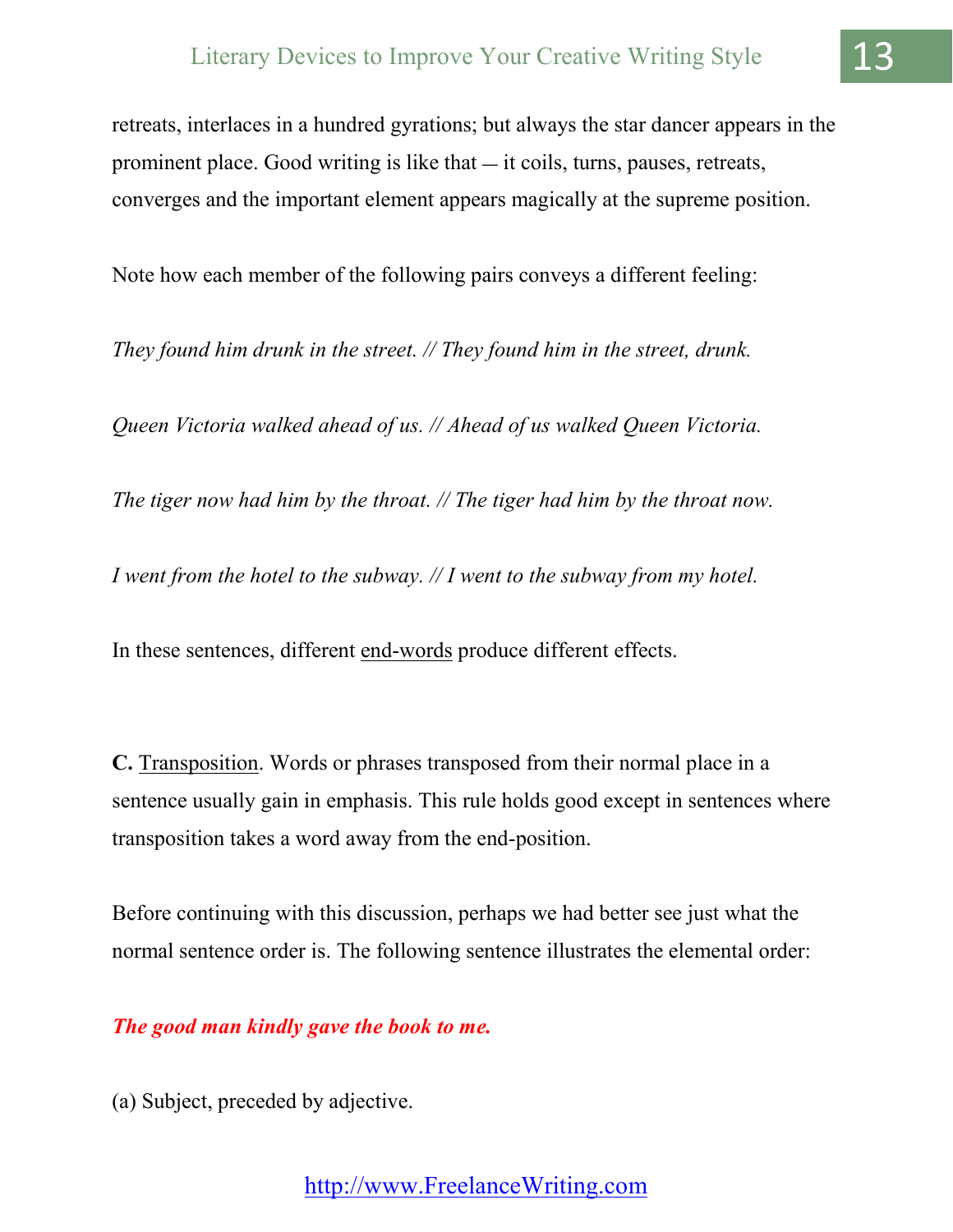retreats, interlaces in a hundred gyrations; but always the star dancer appears in the prominent place. Good writing is like that — it coils, turns, pauses, retreats, converges and the important element appears magically at the supreme position.

Note how each member of the following pairs conveys a different feeling:

*They found him drunk in the street. // They found him in the street, drunk.*

*Queen Victoria walked ahead of us. // Ahead of us walked Queen Victoria.*

*The tiger now had him by the throat. // The tiger had him by the throat now.*

*I went from the hotel to the subway. // I went to the subway from my hotel.*

In these sentences, different end-words produce different effects.

**C.** Transposition. Words or phrases transposed from their normal place in a sentence usually gain in emphasis. This rule holds good except in sentences where transposition takes a word away from the end-position.

Before continuing with this discussion, perhaps we had better see just what the normal sentence order is. The following sentence illustrates the elemental order:

***The good man kindly gave the book to me.***

(a) Subject, preceded by adjective.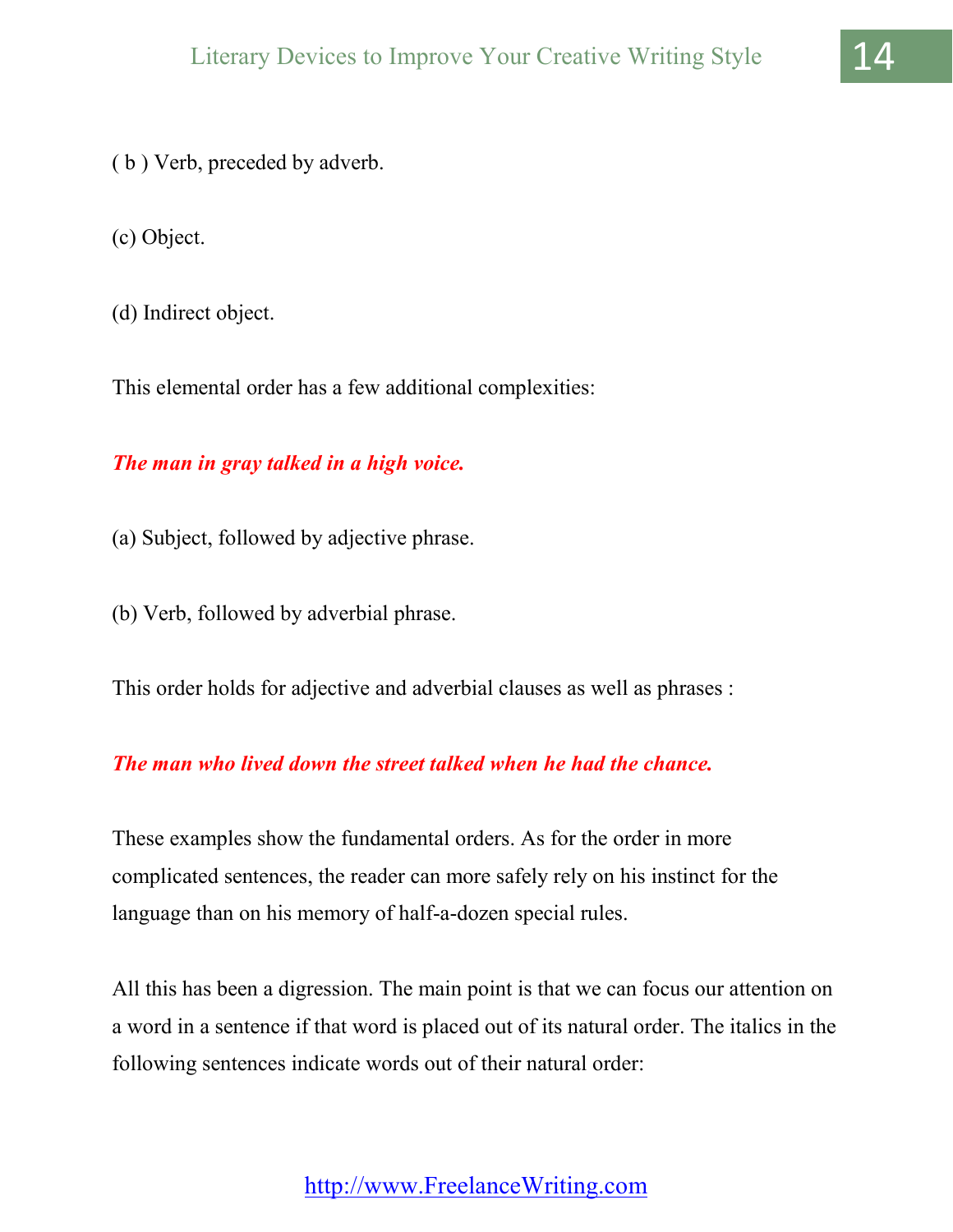( b ) Verb, preceded by adverb.

(c) Object.

(d) Indirect object.

This elemental order has a few additional complexities:

***The man in gray talked in a high voice.***

(a) Subject, followed by adjective phrase.

(b) Verb, followed by adverbial phrase.

This order holds for adjective and adverbial clauses as well as phrases :

***The man who lived down the street talked when he had the chance.***

These examples show the fundamental orders. As for the order in more complicated sentences, the reader can more safely rely on his instinct for the language than on his memory of half-a-dozen special rules.

All this has been a digression. The main point is that we can focus our attention on a word in a sentence if that word is placed out of its natural order. The italics in the following sentences indicate words out of their natural order: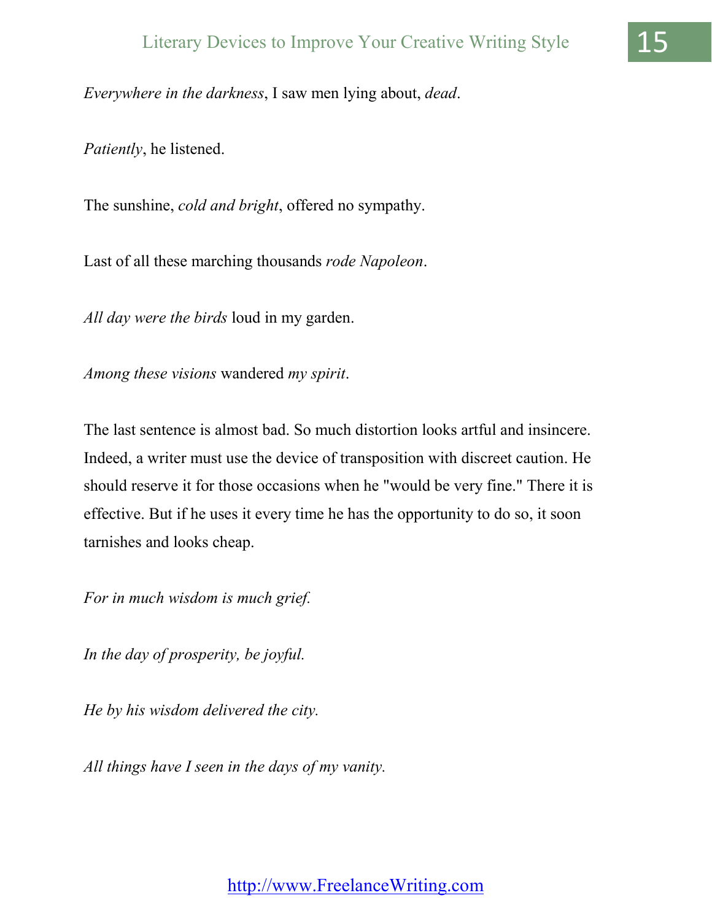*Everywhere in the darkness*, I saw men lying about, *dead*.

*Patiently*, he listened.

The sunshine, *cold and bright*, offered no sympathy.

Last of all these marching thousands *rode Napoleon*.

*All day were the birds* loud in my garden.

*Among these visions* wandered *my spirit*.

The last sentence is almost bad. So much distortion looks artful and insincere. Indeed, a writer must use the device of transposition with discreet caution. He should reserve it for those occasions when he "would be very fine." There it is effective. But if he uses it every time he has the opportunity to do so, it soon tarnishes and looks cheap.

*For in much wisdom is much grief.*

*In the day of prosperity, be joyful.*

*He by his wisdom delivered the city.*

*All things have I seen in the days of my vanity.*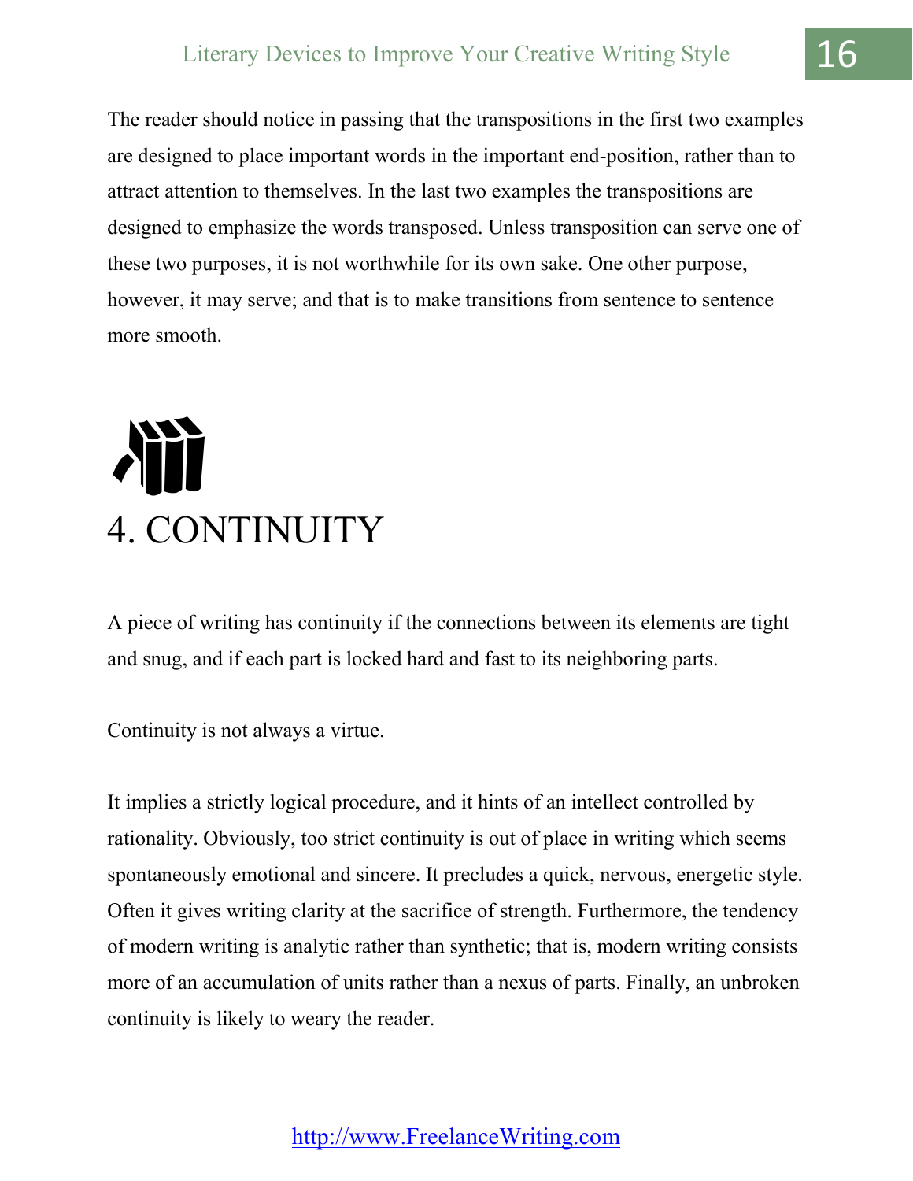The reader should notice in passing that the transpositions in the first two examples are designed to place important words in the important end-position, rather than to attract attention to themselves. In the last two examples the transpositions are designed to emphasize the words transposed. Unless transposition can serve one of these two purposes, it is not worthwhile for its own sake. One other purpose, however, it may serve; and that is to make transitions from sentence to sentence more smooth.

# 4. CONTINUITY

A piece of writing has continuity if the connections between its elements are tight and snug, and if each part is locked hard and fast to its neighboring parts.

Continuity is not always a virtue.

It implies a strictly logical procedure, and it hints of an intellect controlled by rationality. Obviously, too strict continuity is out of place in writing which seems spontaneously emotional and sincere. It precludes a quick, nervous, energetic style. Often it gives writing clarity at the sacrifice of strength. Furthermore, the tendency of modern writing is analytic rather than synthetic; that is, modern writing consists more of an accumulation of units rather than a nexus of parts. Finally, an unbroken continuity is likely to weary the reader.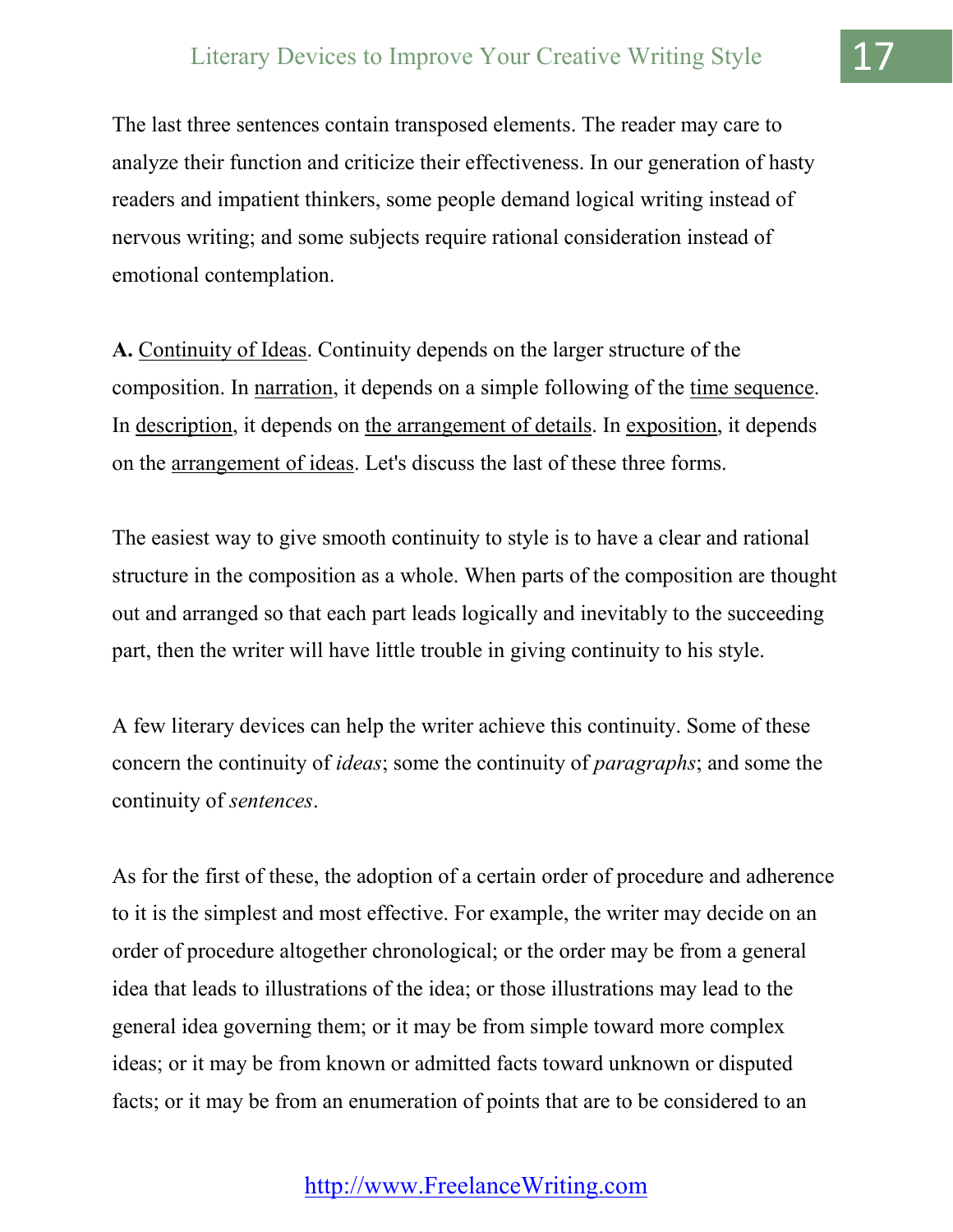The last three sentences contain transposed elements. The reader may care to analyze their function and criticize their effectiveness. In our generation of hasty readers and impatient thinkers, some people demand logical writing instead of nervous writing; and some subjects require rational consideration instead of emotional contemplation.

**A.** <u>Continuity of Ideas</u>. Continuity depends on the larger structure of the composition. In <u>narration</u>, it depends on a simple following of the <u>time sequence</u>. In <u>description</u>, it depends on <u>the arrangement of details</u>. In <u>exposition</u>, it depends on the <u>arrangement of ideas</u>. Let's discuss the last of these three forms.

The easiest way to give smooth continuity to style is to have a clear and rational structure in the composition as a whole. When parts of the composition are thought out and arranged so that each part leads logically and inevitably to the succeeding part, then the writer will have little trouble in giving continuity to his style.

A few literary devices can help the writer achieve this continuity. Some of these concern the continuity of *ideas*; some the continuity of *paragraphs*; and some the continuity of *sentences*.

As for the first of these, the adoption of a certain order of procedure and adherence to it is the simplest and most effective. For example, the writer may decide on an order of procedure altogether chronological; or the order may be from a general idea that leads to illustrations of the idea; or those illustrations may lead to the general idea governing them; or it may be from simple toward more complex ideas; or it may be from known or admitted facts toward unknown or disputed facts; or it may be from an enumeration of points that are to be considered to an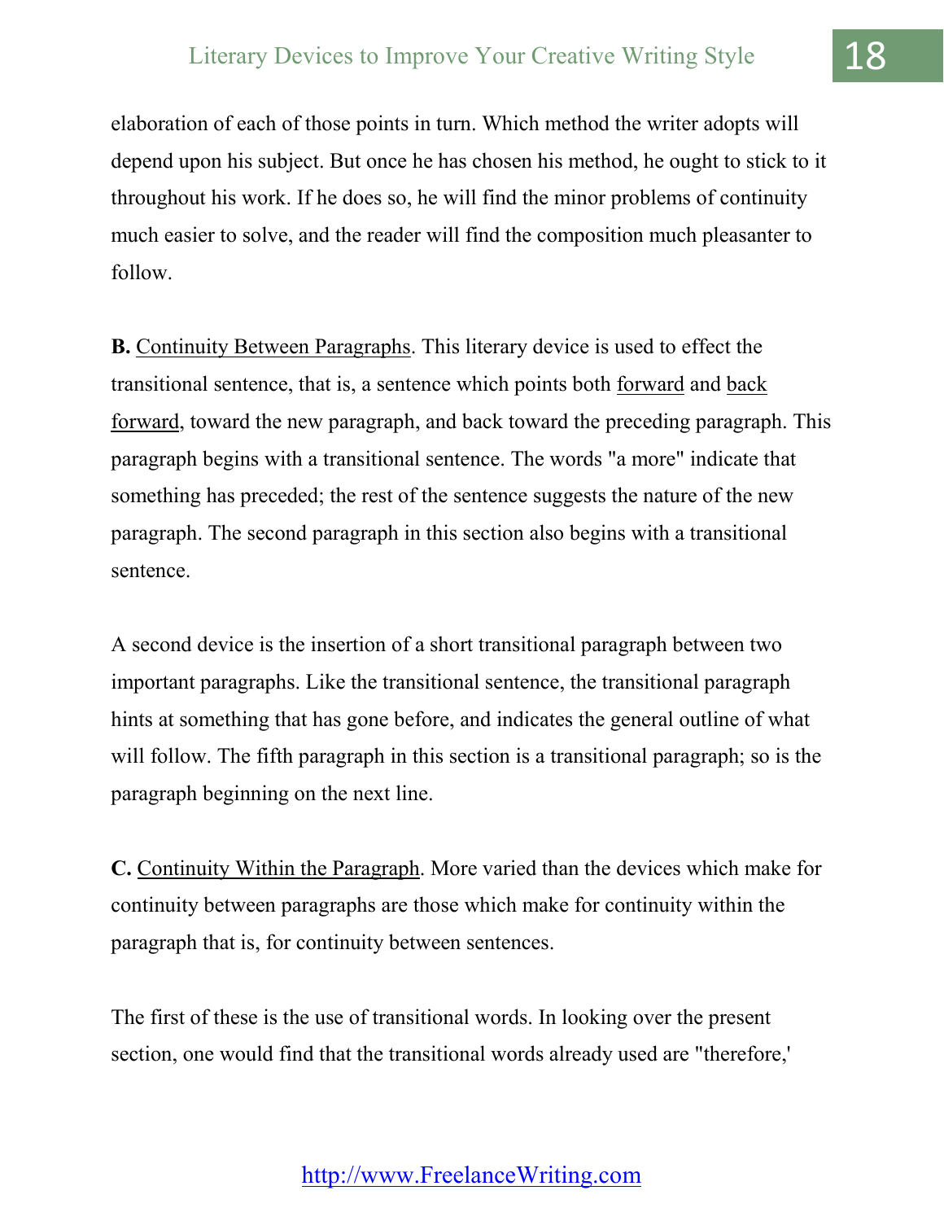elaboration of each of those points in turn. Which method the writer adopts will depend upon his subject. But once he has chosen his method, he ought to stick to it throughout his work. If he does so, he will find the minor problems of continuity much easier to solve, and the reader will find the composition much pleasanter to follow.

**B.** <u>Continuity Between Paragraphs</u>. This literary device is used to effect the transitional sentence, that is, a sentence which points both <u>forward</u> and <u>back forward</u>, toward the new paragraph, and back toward the preceding paragraph. This paragraph begins with a transitional sentence. The words "a more" indicate that something has preceded; the rest of the sentence suggests the nature of the new paragraph. The second paragraph in this section also begins with a transitional sentence.

A second device is the insertion of a short transitional paragraph between two important paragraphs. Like the transitional sentence, the transitional paragraph hints at something that has gone before, and indicates the general outline of what will follow. The fifth paragraph in this section is a transitional paragraph; so is the paragraph beginning on the next line.

**C.** <u>Continuity Within the Paragraph</u>. More varied than the devices which make for continuity between paragraphs are those which make for continuity within the paragraph that is, for continuity between sentences.

The first of these is the use of transitional words. In looking over the present section, one would find that the transitional words already used are "therefore,'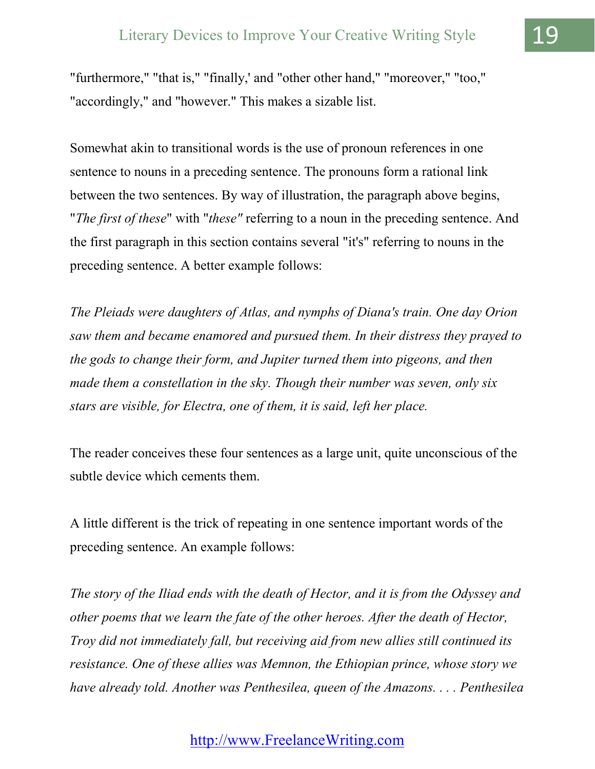"furthermore," "that is," "finally,' and "other other hand," "moreover," "too," "accordingly," and "however." This makes a sizable list.

Somewhat akin to transitional words is the use of pronoun references in one sentence to nouns in a preceding sentence. The pronouns form a rational link between the two sentences. By way of illustration, the paragraph above begins, "*The first of these*" with "*these"* referring to a noun in the preceding sentence. And the first paragraph in this section contains several "it's" referring to nouns in the preceding sentence. A better example follows:

*The Pleiads were daughters of Atlas, and nymphs of Diana's train. One day Orion saw them and became enamored and pursued them. In their distress they prayed to the gods to change their form, and Jupiter turned them into pigeons, and then made them a constellation in the sky. Though their number was seven, only six stars are visible, for Electra, one of them, it is said, left her place.*

The reader conceives these four sentences as a large unit, quite unconscious of the subtle device which cements them.

A little different is the trick of repeating in one sentence important words of the preceding sentence. An example follows:

*The story of the Iliad ends with the death of Hector, and it is from the Odyssey and other poems that we learn the fate of the other heroes. After the death of Hector, Troy did not immediately fall, but receiving aid from new allies still continued its resistance. One of these allies was Memnon, the Ethiopian prince, whose story we have already told. Another was Penthesilea, queen of the Amazons. . . . Penthesilea*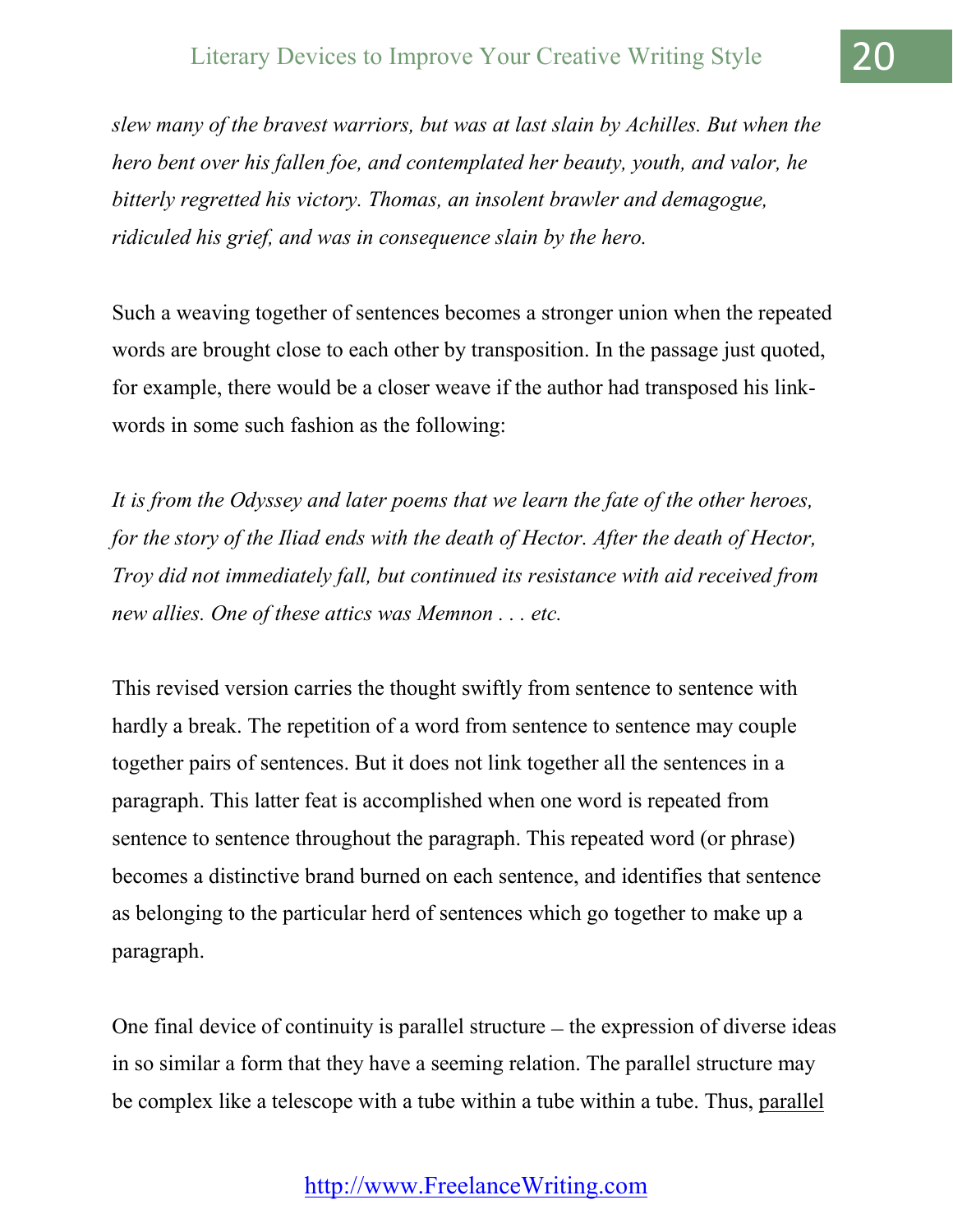*slew many of the bravest warriors, but was at last slain by Achilles. But when the hero bent over his fallen foe, and contemplated her beauty, youth, and valor, he bitterly regretted his victory. Thomas, an insolent brawler and demagogue, ridiculed his grief, and was in consequence slain by the hero.*

Such a weaving together of sentences becomes a stronger union when the repeated words are brought close to each other by transposition. In the passage just quoted, for example, there would be a closer weave if the author had transposed his link-words in some such fashion as the following:

*It is from the Odyssey and later poems that we learn the fate of the other heroes, for the story of the Iliad ends with the death of Hector. After the death of Hector, Troy did not immediately fall, but continued its resistance with aid received from new allies. One of these attics was Memnon . . . etc.*

This revised version carries the thought swiftly from sentence to sentence with hardly a break. The repetition of a word from sentence to sentence may couple together pairs of sentences. But it does not link together all the sentences in a paragraph. This latter feat is accomplished when one word is repeated from sentence to sentence throughout the paragraph. This repeated word (or phrase) becomes a distinctive brand burned on each sentence, and identifies that sentence as belonging to the particular herd of sentences which go together to make up a paragraph.

One final device of continuity is parallel structure – the expression of diverse ideas in so similar a form that they have a seeming relation. The parallel structure may be complex like a telescope with a tube within a tube within a tube. Thus, parallel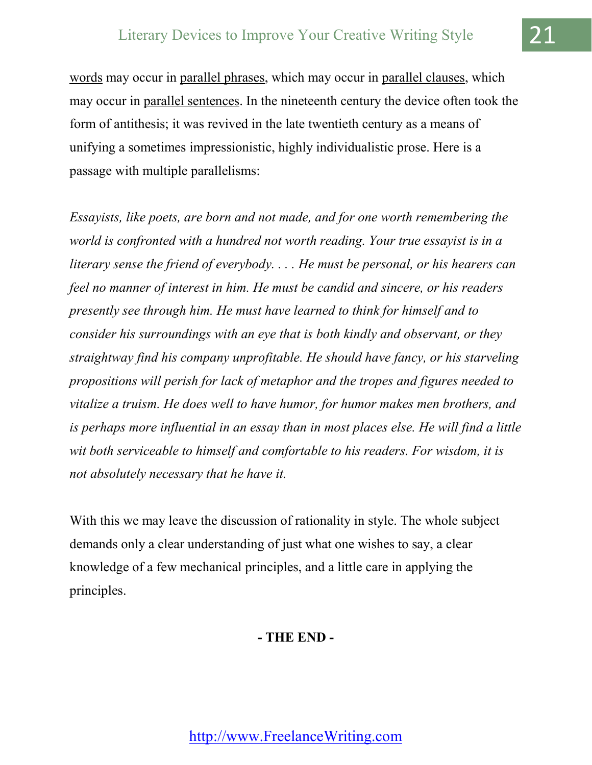words may occur in parallel phrases, which may occur in parallel clauses, which may occur in parallel sentences. In the nineteenth century the device often took the form of antithesis; it was revived in the late twentieth century as a means of unifying a sometimes impressionistic, highly individualistic prose. Here is a passage with multiple parallelisms:

*Essayists, like poets, are born and not made, and for one worth remembering the world is confronted with a hundred not worth reading. Your true essayist is in a literary sense the friend of everybody. . . . He must be personal, or his hearers can feel no manner of interest in him. He must be candid and sincere, or his readers presently see through him. He must have learned to think for himself and to consider his surroundings with an eye that is both kindly and observant, or they straightway find his company unprofitable. He should have fancy, or his starveling propositions will perish for lack of metaphor and the tropes and figures needed to vitalize a truism. He does well to have humor, for humor makes men brothers, and is perhaps more influential in an essay than in most places else. He will find a little wit both serviceable to himself and comfortable to his readers. For wisdom, it is not absolutely necessary that he have it.*

With this we may leave the discussion of rationality in style. The whole subject demands only a clear understanding of just what one wishes to say, a clear knowledge of a few mechanical principles, and a little care in applying the principles.

**- THE END -**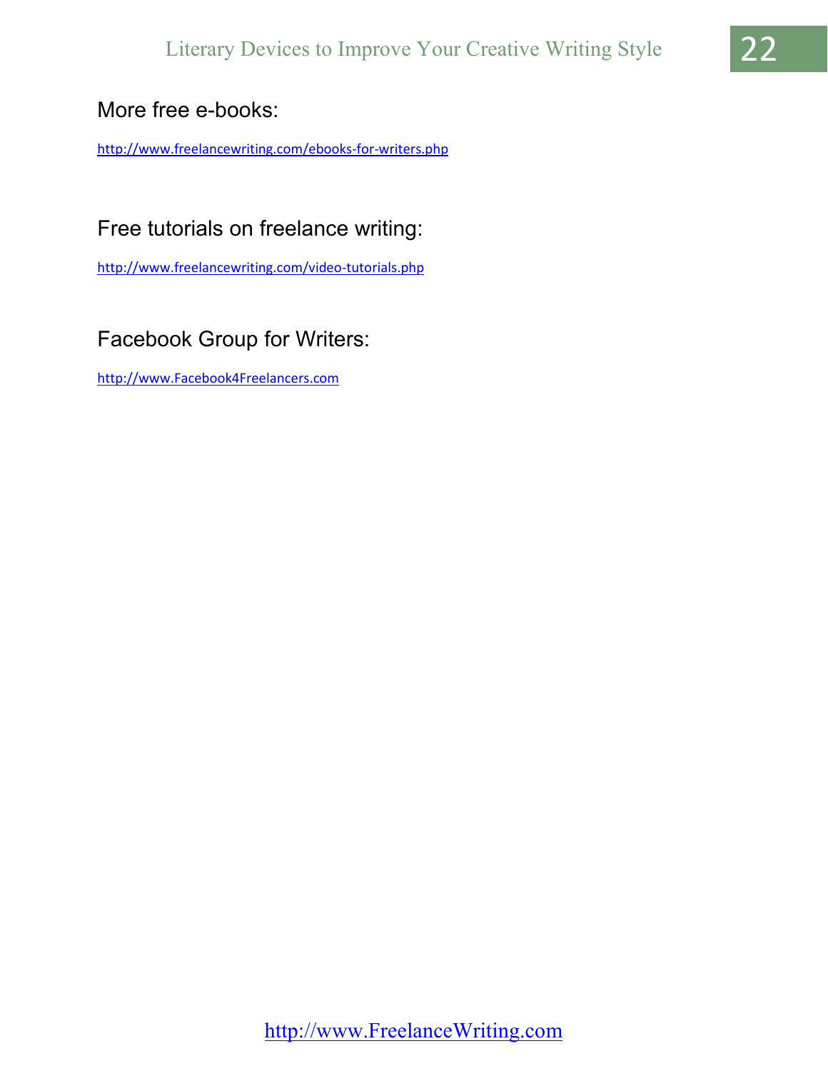More free e-books:

http://www.freelancewriting.com/ebooks-for-writers.php

Free tutorials on freelance writing:

http://www.freelancewriting.com/video-tutorials.php

Facebook Group for Writers:

http://www.Facebook4Freelancers.com